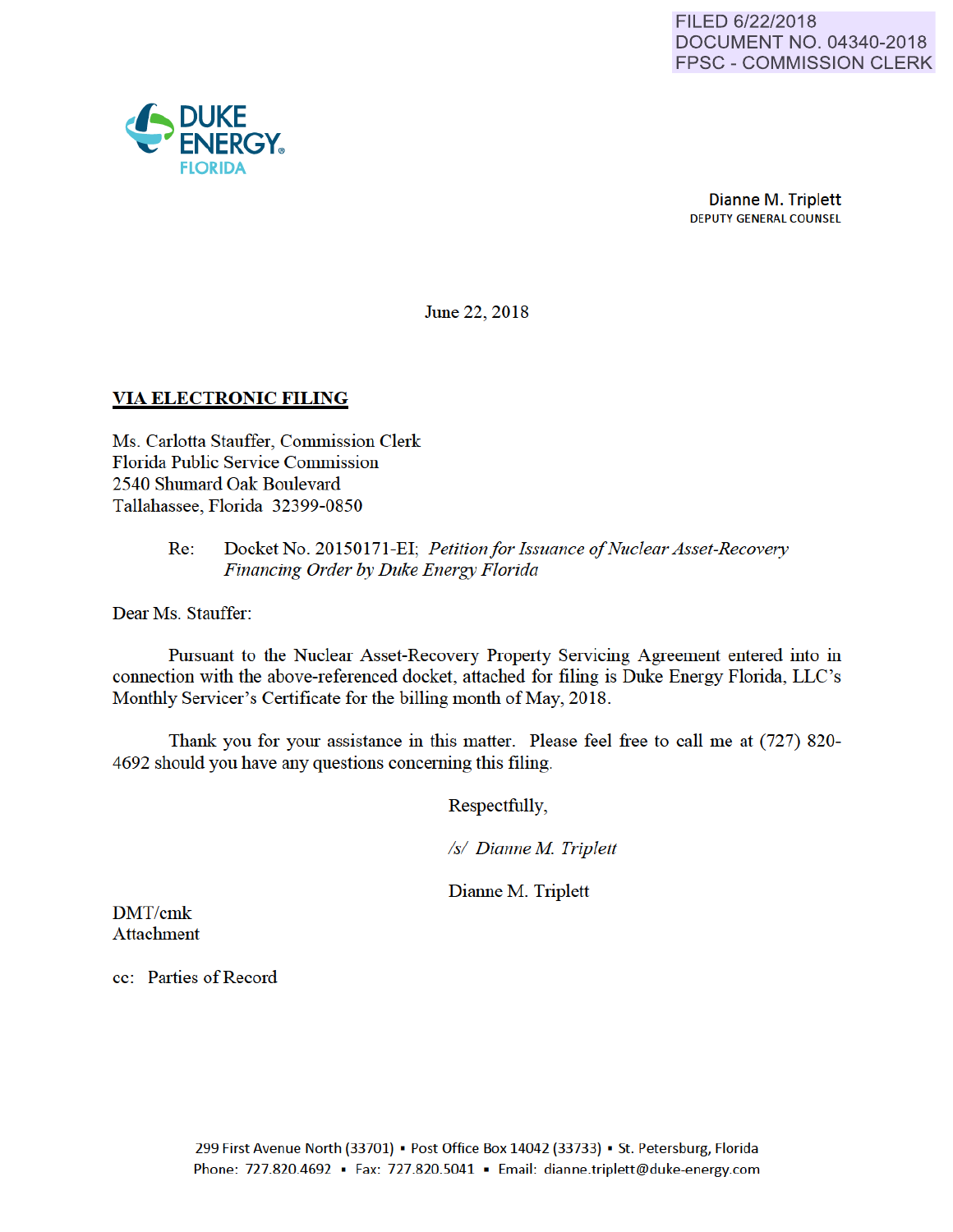FILED 6/22/2018
DOCUMENT NO. 04340-2018
FPSC - COMMISSION CLERK

DUKE ENERGY.
FLORIDA

Dianne M. Triplett
DEPUTY GENERAL COUNSEL

June 22, 2018

**VIA ELECTRONIC FILING**

Ms. Carlotta Stauffer, Commission Clerk
Florida Public Service Commission
2540 Shumard Oak Boulevard
Tallahassee, Florida 32399-0850

Re: Docket No. 20150171-EI; *Petition for Issuance of Nuclear Asset-Recovery Financing Order by Duke Energy Florida*

Dear Ms. Stauffer:

Pursuant to the Nuclear Asset-Recovery Property Servicing Agreement entered into in connection with the above-referenced docket, attached for filing is Duke Energy Florida, LLC's Monthly Servicer's Certificate for the billing month of May, 2018.

Thank you for your assistance in this matter. Please feel free to call me at (727) 820-4692 should you have any questions concerning this filing.

Respectfully,

*/s/ Dianne M. Triplett*

Dianne M. Triplett

DMT/cmk
Attachment

cc: Parties of Record

299 First Avenue North (33701) ▪ Post Office Box 14042 (33733) ▪ St. Petersburg, Florida
Phone: 727.820.4692 ▪ Fax: 727.820.5041 ▪ Email: dianne.triplett@duke-energy.com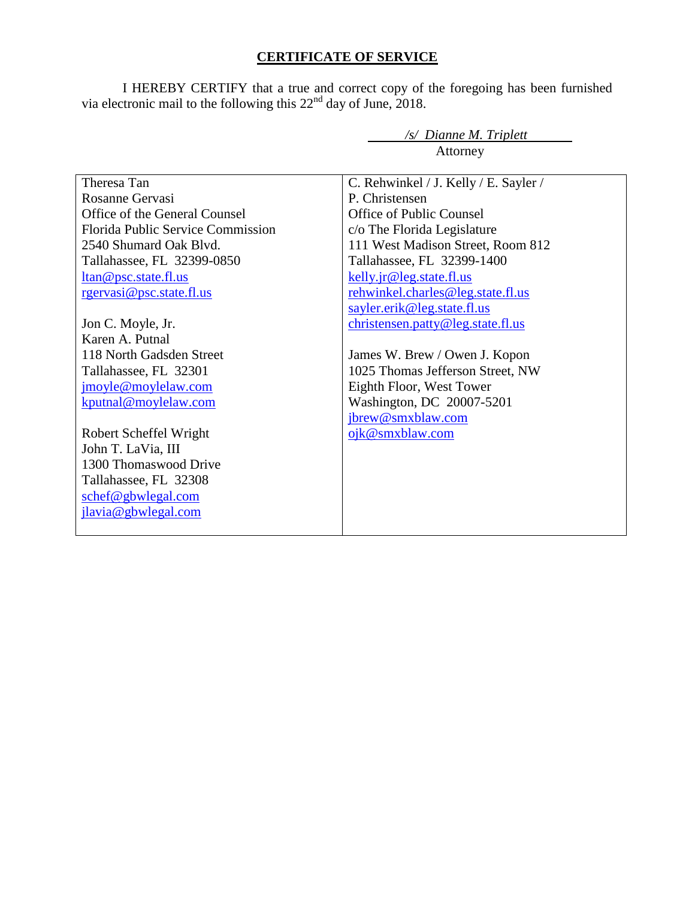## CERTIFICATE OF SERVICE

I HEREBY CERTIFY that a true and correct copy of the foregoing has been furnished via electronic mail to the following this 22nd day of June, 2018.

*/s/ Dianne M. Triplett*
Attorney

| | |
|---|---|
| Theresa Tan<br>Rosanne Gervasi<br>Office of the General Counsel<br>Florida Public Service Commission<br>2540 Shumard Oak Blvd.<br>Tallahassee, FL 32399-0850<br>ltan@psc.state.fl.us<br>rgervasi@psc.state.fl.us | C. Rehwinkel / J. Kelly / E. Sayler /<br>P. Christensen<br>Office of Public Counsel<br>c/o The Florida Legislature<br>111 West Madison Street, Room 812<br>Tallahassee, FL 32399-1400<br>kelly.jr@leg.state.fl.us<br>rehwinkel.charles@leg.state.fl.us<br>sayler.erik@leg.state.fl.us<br>christensen.patty@leg.state.fl.us |
| Jon C. Moyle, Jr.<br>Karen A. Putnal<br>118 North Gadsden Street<br>Tallahassee, FL 32301<br>jmoyle@moylelaw.com<br>kputnal@moylelaw.com | James W. Brew / Owen J. Kopon<br>1025 Thomas Jefferson Street, NW<br>Eighth Floor, West Tower<br>Washington, DC 20007-5201<br>jbrew@smxblaw.com<br>ojk@smxblaw.com |
| Robert Scheffel Wright<br>John T. LaVia, III<br>1300 Thomaswood Drive<br>Tallahassee, FL 32308<br>schef@gbwlegal.com<br>jlavia@gbwlegal.com | |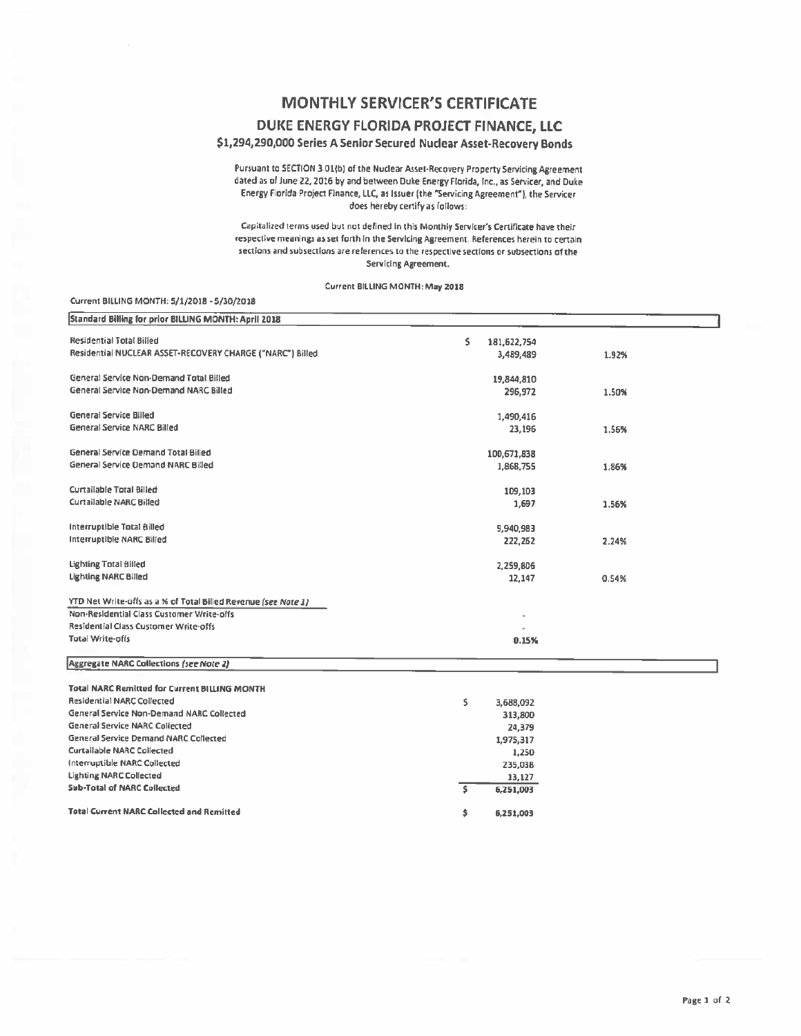# MONTHLY SERVICER'S CERTIFICATE

## DUKE ENERGY FLORIDA PROJECT FINANCE, LLC

### $1,294,290,000 Series A Senior Secured Nuclear Asset-Recovery Bonds

Pursuant to SECTION 3.01(b) of the Nuclear Asset-Recovery Property Servicing Agreement dated as of June 22, 2016 by and between Duke Energy Florida, Inc., as Servicer, and Duke Energy Florida Project Finance, LLC, as Issuer (the "Servicing Agreement"), the Servicer does hereby certify as follows:

Capitalized terms used but not defined in this Monthly Servicer's Certificate have their respective meanings as set forth in the Servicing Agreement. References herein to certain sections and subsections are references to the respective sections or subsections of the Servicing Agreement.

Current BILLING MONTH: May 2018

Current BILLING MONTH: 5/1/2018 - 5/30/2018

| Standard Billing for prior BILLING MONTH: April 2018 | | |
|---|---|---|
| Residential Total Billed | $ 181,622,754 | |
| Residential NUCLEAR ASSET-RECOVERY CHARGE ("NARC") Billed | 3,489,489 | 1.92% |
| | | |
| General Service Non-Demand Total Billed | 19,844,810 | |
| General Service Non-Demand NARC Billed | 296,972 | 1.50% |
| | | |
| General Service Billed | 1,490,416 | |
| General Service NARC Billed | 23,196 | 1.56% |
| | | |
| General Service Demand Total Billed | 100,671,838 | |
| General Service Demand NARC Billed | 1,868,755 | 1.86% |
| | | |
| Curtailable Total Billed | 109,103 | |
| Curtailable NARC Billed | 1,697 | 1.56% |
| | | |
| Interruptible Total Billed | 9,940,983 | |
| Interruptible NARC Billed | 222,262 | 2.24% |
| | | |
| Lighting Total Billed | 2,259,806 | |
| Lighting NARC Billed | 12,147 | 0.54% |
| | | |
| YTD Net Write-offs as a % of Total Billed Revenue *(see Note 1)* | | |
| Non-Residential Class Customer Write-offs | - | |
| Residential Class Customer Write-offs | - | |
| Total Write-offs | 0.15% | |

| Aggregate NARC Collections *(see Note 2)* | |
|---|---|
| **Total NARC Remitted for Current BILLING MONTH** | |
| Residential NARC Collected | $ 3,688,092 |
| General Service Non-Demand NARC Collected | 313,800 |
| General Service NARC Collected | 24,379 |
| General Service Demand NARC Collected | 1,975,317 |
| Curtailable NARC Collected | 1,250 |
| Interruptible NARC Collected | 235,038 |
| Lighting NARC Collected | 13,127 |
| **Sub-Total of NARC Collected** | $ 6,251,003 |
| | |
| **Total Current NARC Collected and Remitted** | $ 6,251,003 |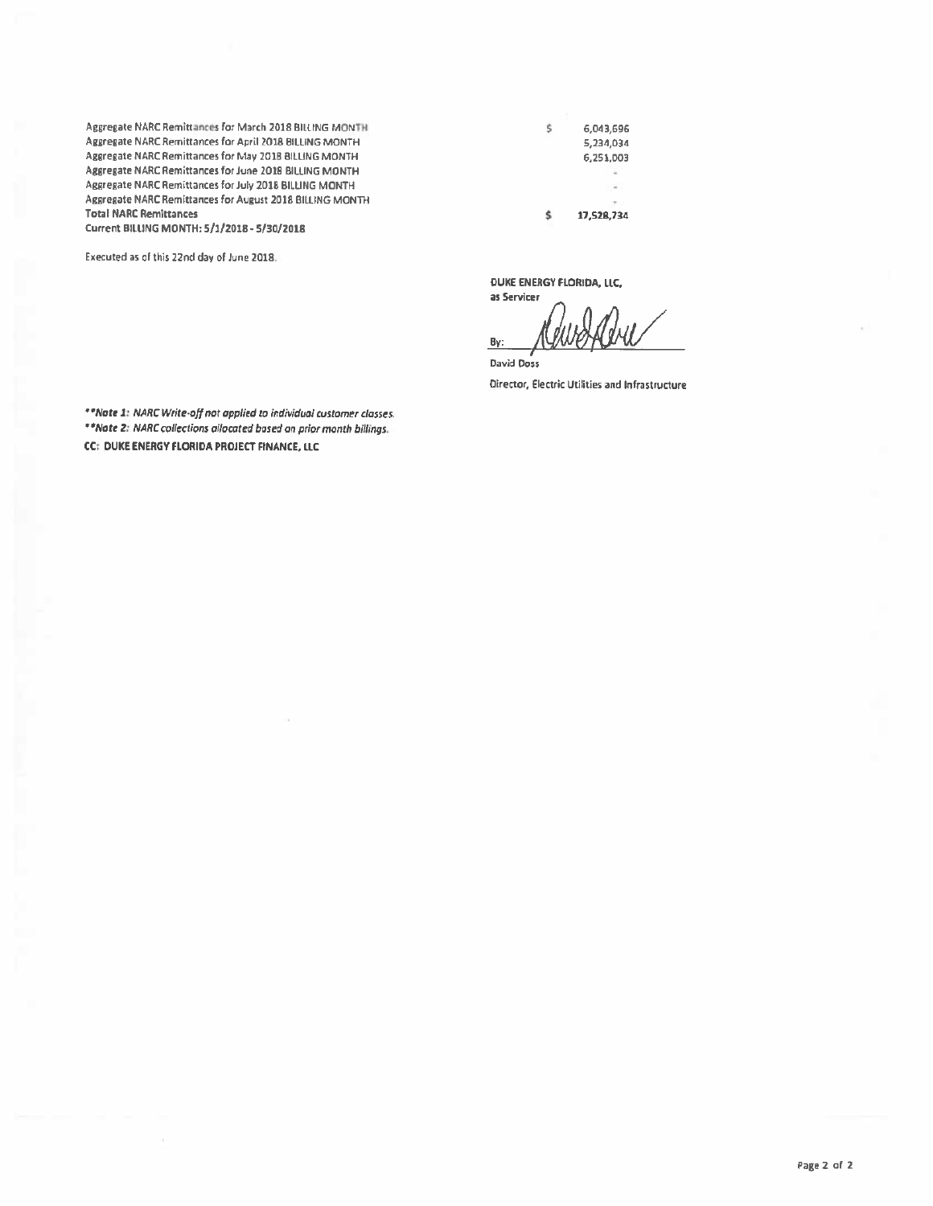| | | |
|---|---|---|
| Aggregate NARC Remittances for March 2018 BILLING MONTH | $ | 6,043,696 |
| Aggregate NARC Remittances for April 2018 BILLING MONTH | | 5,234,034 |
| Aggregate NARC Remittances for May 2018 BILLING MONTH | | 6,251,003 |
| Aggregate NARC Remittances for June 2018 BILLING MONTH | | - |
| Aggregate NARC Remittances for July 2018 BILLING MONTH | | - |
| Aggregate NARC Remittances for August 2018 BILLING MONTH | | - |
| **Total NARC Remittances** | **$** | **17,528,734** |
| **Current BILLING MONTH: 5/1/2018 - 5/30/2018** | | |

Executed as of this 22nd day of June 2018.

**DUKE ENERGY FLORIDA, LLC,**
**as Servicer**

By: ______________________

David Doss

Director, Electric Utilities and Infrastructure

***\*Note 1:** NARC Write-off not applied to individual customer classes.*

***\*Note 2:** NARC collections allocated based on prior month billings.*

**CC: DUKE ENERGY FLORIDA PROJECT FINANCE, LLC**